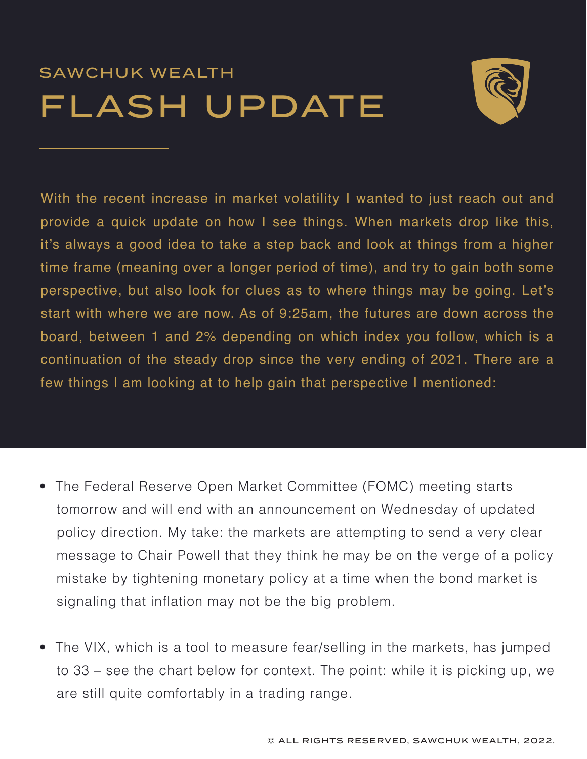SAWCHUK WEALTH

# FLASH UPDATE

With the recent increase in market volatility I wanted to just reach out and provide a quick update on how I see things. When markets drop like this, it's always a good idea to take a step back and look at things from a higher time frame (meaning over a longer period of time), and try to gain both some perspective, but also look for clues as to where things may be going. Let's start with where we are now. As of 9:25am, the futures are down across the board, between 1 and 2% depending on which index you follow, which is a continuation of the steady drop since the very ending of 2021. There are a few things I am looking at to help gain that perspective I mentioned:

- The Federal Reserve Open Market Committee (FOMC) meeting starts tomorrow and will end with an announcement on Wednesday of updated policy direction. My take: the markets are attempting to send a very clear message to Chair Powell that they think he may be on the verge of a policy mistake by tightening monetary policy at a time when the bond market is signaling that inflation may not be the big problem.

- The VIX, which is a tool to measure fear/selling in the markets, has jumped to 33 – see the chart below for context. The point: while it is picking up, we are still quite comfortably in a trading range.

© ALL RIGHTS RESERVED, SAWCHUK WEALTH, 2022.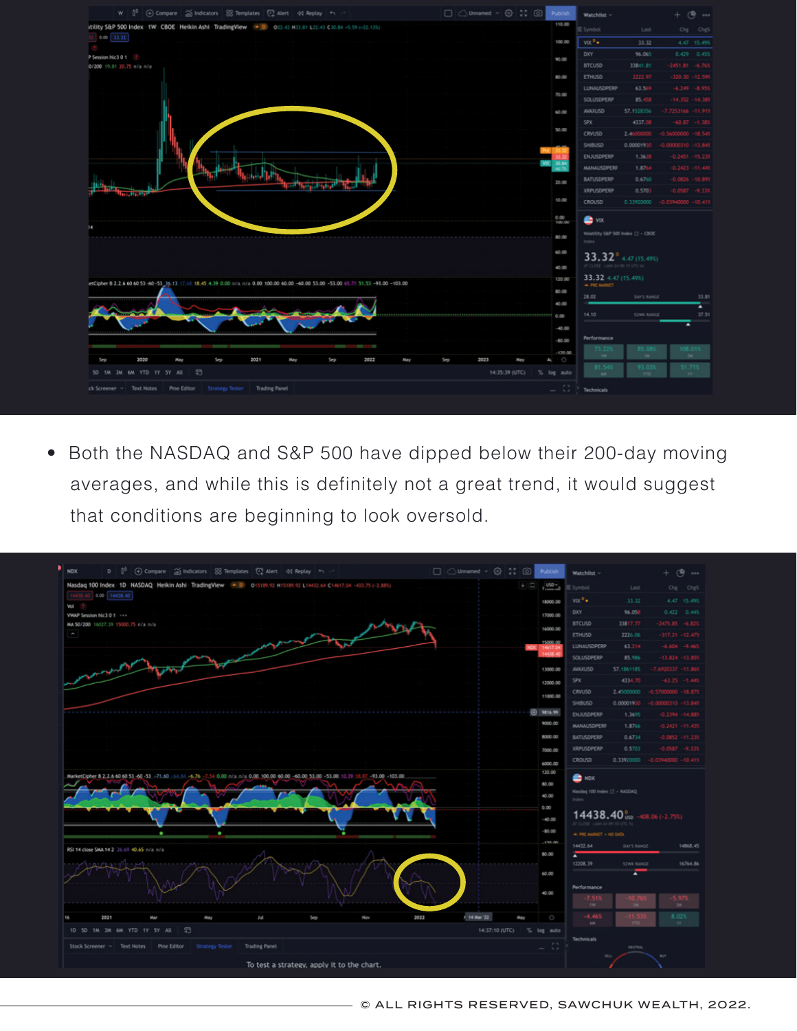- Both the NASDAQ and S&P 500 have dipped below their 200-day moving averages, and while this is definitely not a great trend, it would suggest that conditions are beginning to look oversold.

© ALL RIGHTS RESERVED, SAWCHUK WEALTH, 2022.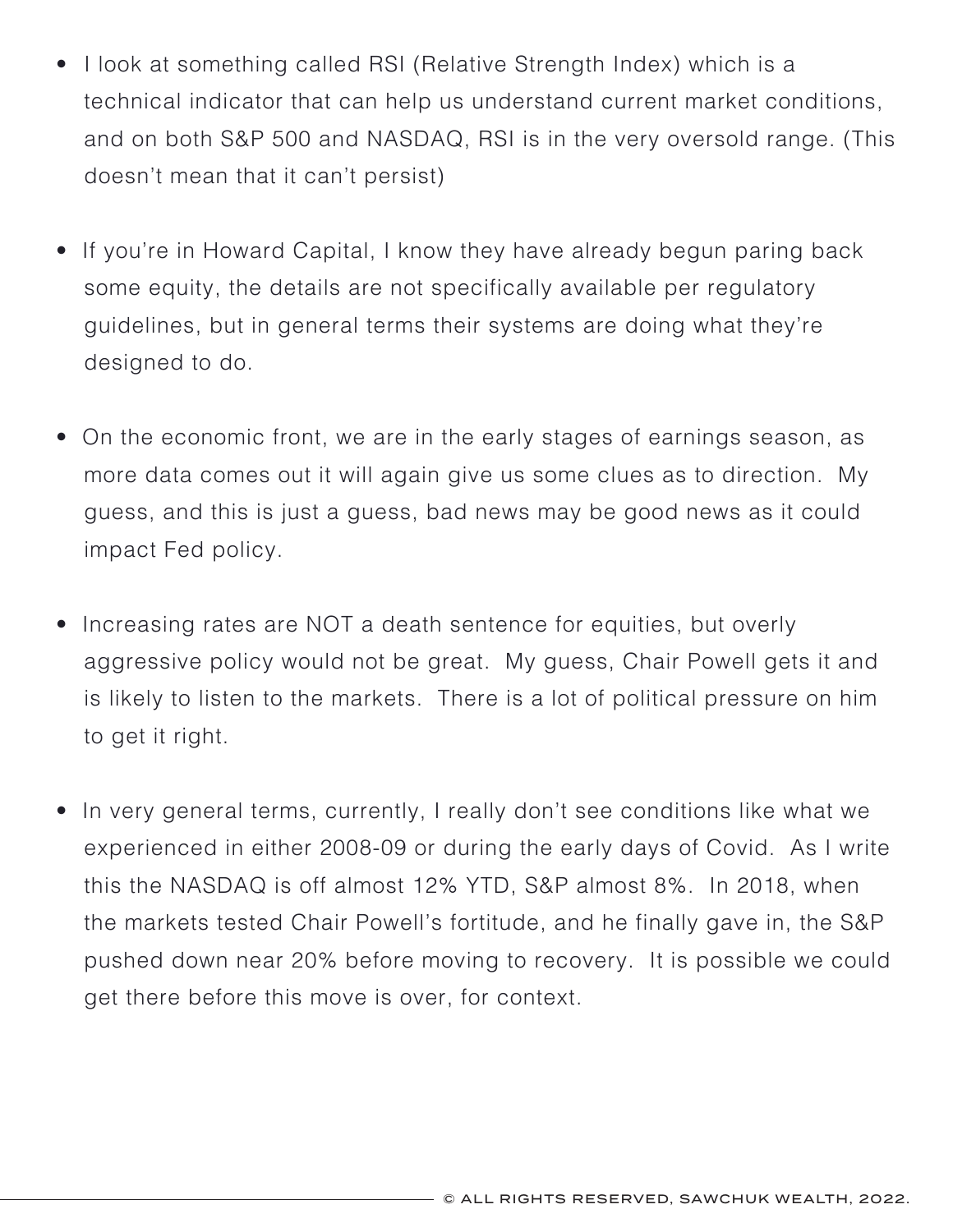- I look at something called RSI (Relative Strength Index) which is a technical indicator that can help us understand current market conditions, and on both S&P 500 and NASDAQ, RSI is in the very oversold range. (This doesn't mean that it can't persist)

- If you're in Howard Capital, I know they have already begun paring back some equity, the details are not specifically available per regulatory guidelines, but in general terms their systems are doing what they're designed to do.

- On the economic front, we are in the early stages of earnings season, as more data comes out it will again give us some clues as to direction. My guess, and this is just a guess, bad news may be good news as it could impact Fed policy.

- Increasing rates are NOT a death sentence for equities, but overly aggressive policy would not be great. My guess, Chair Powell gets it and is likely to listen to the markets. There is a lot of political pressure on him to get it right.

- In very general terms, currently, I really don't see conditions like what we experienced in either 2008-09 or during the early days of Covid. As I write this the NASDAQ is off almost 12% YTD, S&P almost 8%. In 2018, when the markets tested Chair Powell's fortitude, and he finally gave in, the S&P pushed down near 20% before moving to recovery. It is possible we could get there before this move is over, for context.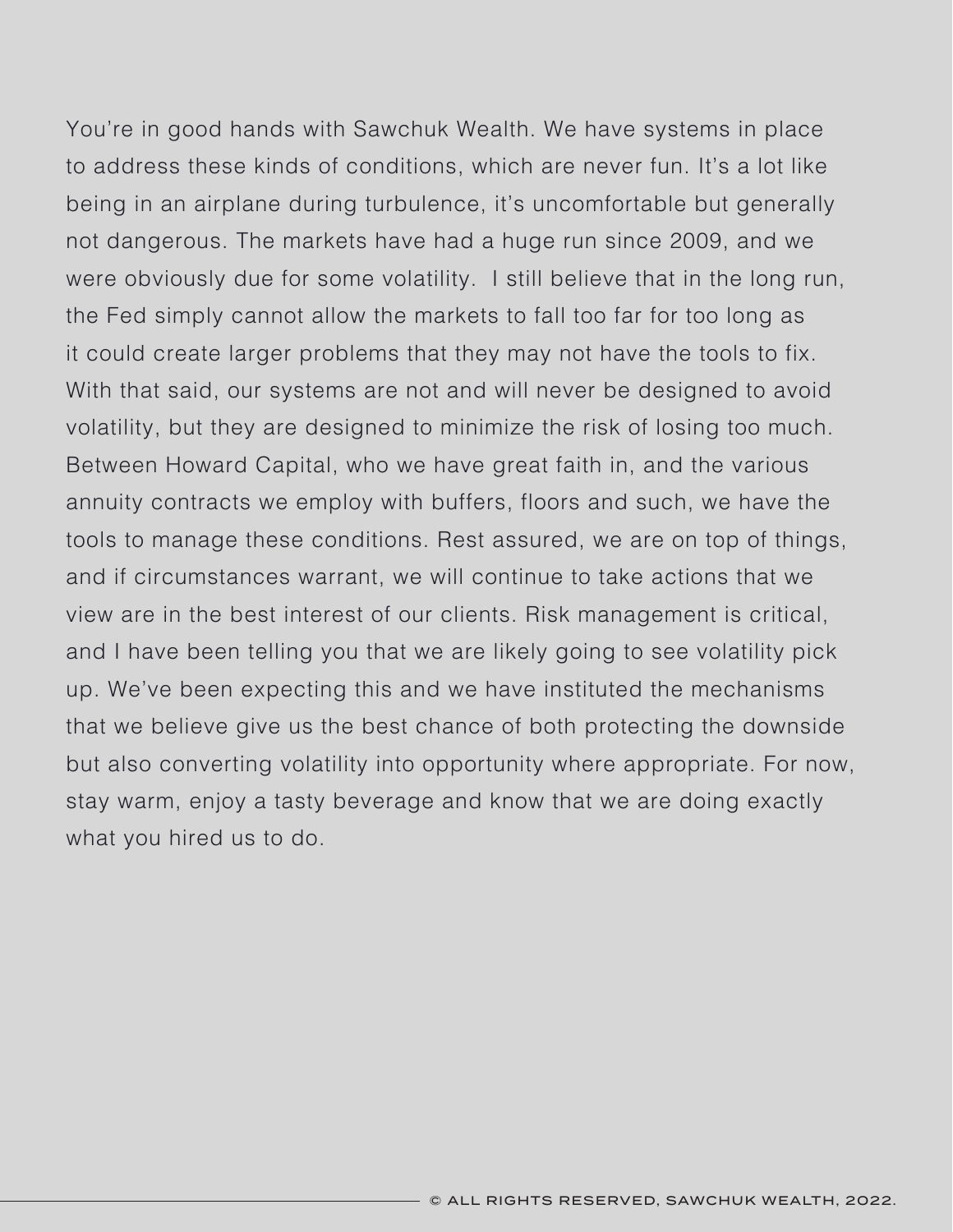You're in good hands with Sawchuk Wealth. We have systems in place to address these kinds of conditions, which are never fun. It's a lot like being in an airplane during turbulence, it's uncomfortable but generally not dangerous. The markets have had a huge run since 2009, and we were obviously due for some volatility. I still believe that in the long run, the Fed simply cannot allow the markets to fall too far for too long as it could create larger problems that they may not have the tools to fix. With that said, our systems are not and will never be designed to avoid volatility, but they are designed to minimize the risk of losing too much. Between Howard Capital, who we have great faith in, and the various annuity contracts we employ with buffers, floors and such, we have the tools to manage these conditions. Rest assured, we are on top of things, and if circumstances warrant, we will continue to take actions that we view are in the best interest of our clients. Risk management is critical, and I have been telling you that we are likely going to see volatility pick up. We've been expecting this and we have instituted the mechanisms that we believe give us the best chance of both protecting the downside but also converting volatility into opportunity where appropriate. For now, stay warm, enjoy a tasty beverage and know that we are doing exactly what you hired us to do.